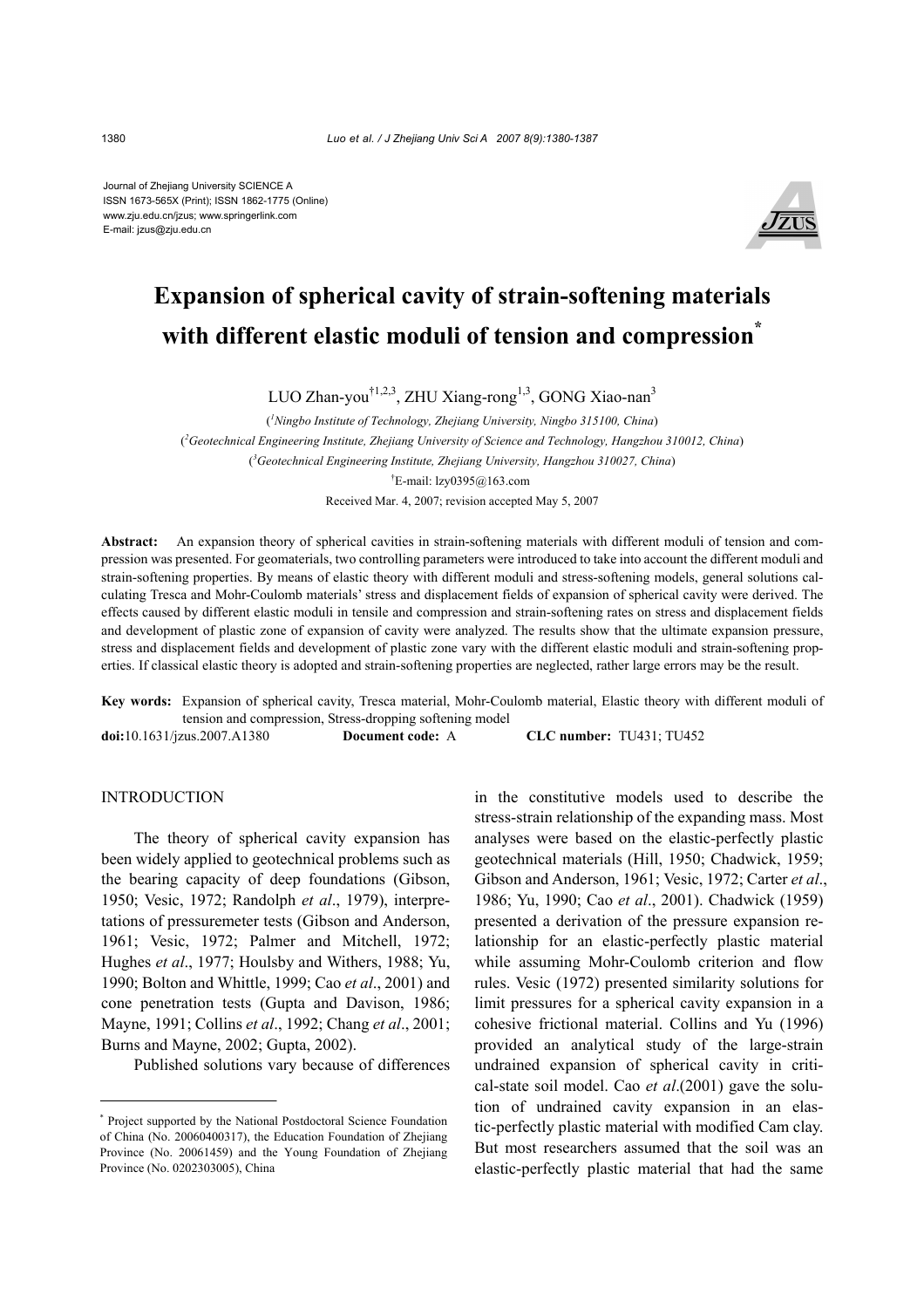Journal of Zhejiang University SCIENCE A
ISSN 1673-565X (Print); ISSN 1862-1775 (Online)
www.zju.edu.cn/jzus; www.springerlink.com
E-mail: jzus@zju.edu.cn

# Expansion of spherical cavity of strain-softening materials with different elastic moduli of tension and compression*

LUO Zhan-you[†1,2,3], ZHU Xiang-rong[1,3], GONG Xiao-nan[3]

([1]Ningbo Institute of Technology, Zhejiang University, Ningbo 315100, China)

([2]Geotechnical Engineering Institute, Zhejiang University of Science and Technology, Hangzhou 310012, China)

([3]Geotechnical Engineering Institute, Zhejiang University, Hangzhou 310027, China)

[†]E-mail: lzy0395@163.com

Received Mar. 4, 2007; revision accepted May 5, 2007

**Abstract:** An expansion theory of spherical cavities in strain-softening materials with different moduli of tension and compression was presented. For geomaterials, two controlling parameters were introduced to take into account the different moduli and strain-softening properties. By means of elastic theory with different moduli and stress-softening models, general solutions calculating Tresca and Mohr-Coulomb materials' stress and displacement fields of expansion of spherical cavity were derived. The effects caused by different elastic moduli in tensile and compression and strain-softening rates on stress and displacement fields and development of plastic zone of expansion of cavity were analyzed. The results show that the ultimate expansion pressure, stress and displacement fields and development of plastic zone vary with the different elastic moduli and strain-softening properties. If classical elastic theory is adopted and strain-softening properties are neglected, rather large errors may be the result.

**Key words:** Expansion of spherical cavity, Tresca material, Mohr-Coulomb material, Elastic theory with different moduli of tension and compression, Stress-dropping softening model

**doi:**10.1631/jzus.2007.A1380 **Document code:** A **CLC number:** TU431; TU452

## INTRODUCTION

The theory of spherical cavity expansion has been widely applied to geotechnical problems such as the bearing capacity of deep foundations (Gibson, 1950; Vesic, 1972; Randolph *et al*., 1979), interpretations of pressuremeter tests (Gibson and Anderson, 1961; Vesic, 1972; Palmer and Mitchell, 1972; Hughes *et al*., 1977; Houlsby and Withers, 1988; Yu, 1990; Bolton and Whittle, 1999; Cao *et al*., 2001) and cone penetration tests (Gupta and Davison, 1986; Mayne, 1991; Collins *et al*., 1992; Chang *et al*., 2001; Burns and Mayne, 2002; Gupta, 2002).

Published solutions vary because of differences in the constitutive models used to describe the stress-strain relationship of the expanding mass. Most analyses were based on the elastic-perfectly plastic geotechnical materials (Hill, 1950; Chadwick, 1959; Gibson and Anderson, 1961; Vesic, 1972; Carter *et al*., 1986; Yu, 1990; Cao *et al*., 2001). Chadwick (1959) presented a derivation of the pressure expansion relationship for an elastic-perfectly plastic material while assuming Mohr-Coulomb criterion and flow rules. Vesic (1972) presented similarity solutions for limit pressures for a spherical cavity expansion in a cohesive frictional material. Collins and Yu (1996) provided an analytical study of the large-strain undrained expansion of spherical cavity in critical-state soil model. Cao *et al*.(2001) gave the solution of undrained cavity expansion in an elastic-perfectly plastic material with modified Cam clay. But most researchers assumed that the soil was an elastic-perfectly plastic material that had the same

---

* Project supported by the National Postdoctoral Science Foundation of China (No. 20060400317), the Education Foundation of Zhejiang Province (No. 20061459) and the Young Foundation of Zhejiang Province (No. 0202303005), China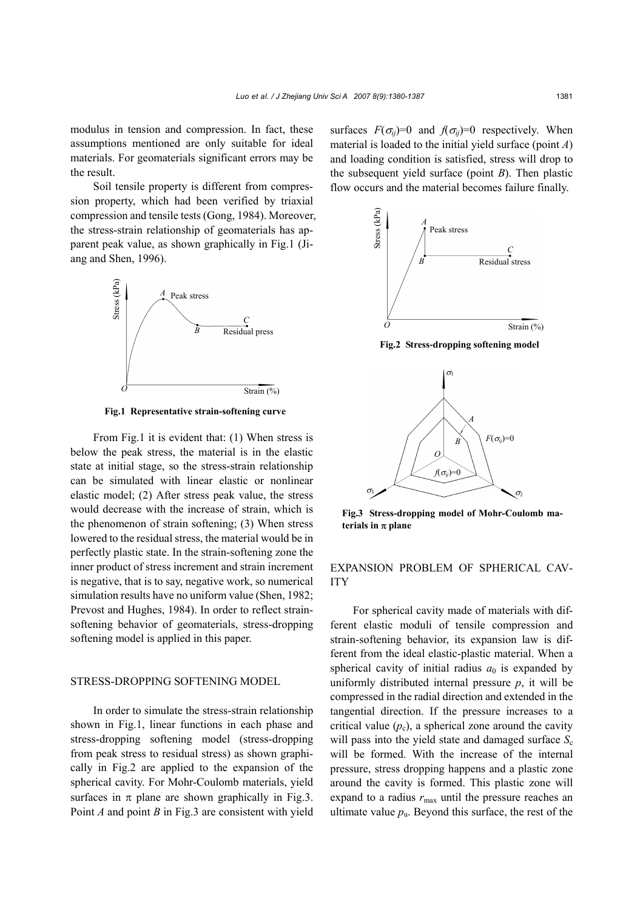modulus in tension and compression. In fact, these assumptions mentioned are only suitable for ideal materials. For geomaterials significant errors may be the result.

Soil tensile property is different from compression property, which had been verified by triaxial compression and tensile tests (Gong, 1984). Moreover, the stress-strain relationship of geomaterials has apparent peak value, as shown graphically in Fig.1 (Jiang and Shen, 1996).

**Fig.1 Representative strain-softening curve**

From Fig.1 it is evident that: (1) When stress is below the peak stress, the material is in the elastic state at initial stage, so the stress-strain relationship can be simulated with linear elastic or nonlinear elastic model; (2) After stress peak value, the stress would decrease with the increase of strain, which is the phenomenon of strain softening; (3) When stress lowered to the residual stress, the material would be in perfectly plastic state. In the strain-softening zone the inner product of stress increment and strain increment is negative, that is to say, negative work, so numerical simulation results have no uniform value (Shen, 1982; Prevost and Hughes, 1984). In order to reflect strain-softening behavior of geomaterials, stress-dropping softening model is applied in this paper.

## STRESS-DROPPING SOFTENING MODEL

In order to simulate the stress-strain relationship shown in Fig.1, linear functions in each phase and stress-dropping softening model (stress-dropping from peak stress to residual stress) as shown graphically in Fig.2 are applied to the expansion of the spherical cavity. For Mohr-Coulomb materials, yield surfaces in π plane are shown graphically in Fig.3. Point *A* and point *B* in Fig.3 are consistent with yield surfaces $F(\sigma_{ij})=0$ and $f(\sigma_{ij})=0$ respectively. When material is loaded to the initial yield surface (point *A*) and loading condition is satisfied, stress will drop to the subsequent yield surface (point *B*). Then plastic flow occurs and the material becomes failure finally.

**Fig.2 Stress-dropping softening model**

**Fig.3 Stress-dropping model of Mohr-Coulomb materials in π plane**

## EXPANSION PROBLEM OF SPHERICAL CAVITY

For spherical cavity made of materials with different elastic moduli of tensile compression and strain-softening behavior, its expansion law is different from the ideal elastic-plastic material. When a spherical cavity of initial radius $a_0$ is expanded by uniformly distributed internal pressure $p$, it will be compressed in the radial direction and extended in the tangential direction. If the pressure increases to a critical value ($p_c$), a spherical zone around the cavity will pass into the yield state and damaged surface $S_c$ will be formed. With the increase of the internal pressure, stress dropping happens and a plastic zone around the cavity is formed. This plastic zone will expand to a radius $r_{max}$ until the pressure reaches an ultimate value $p_u$. Beyond this surface, the rest of the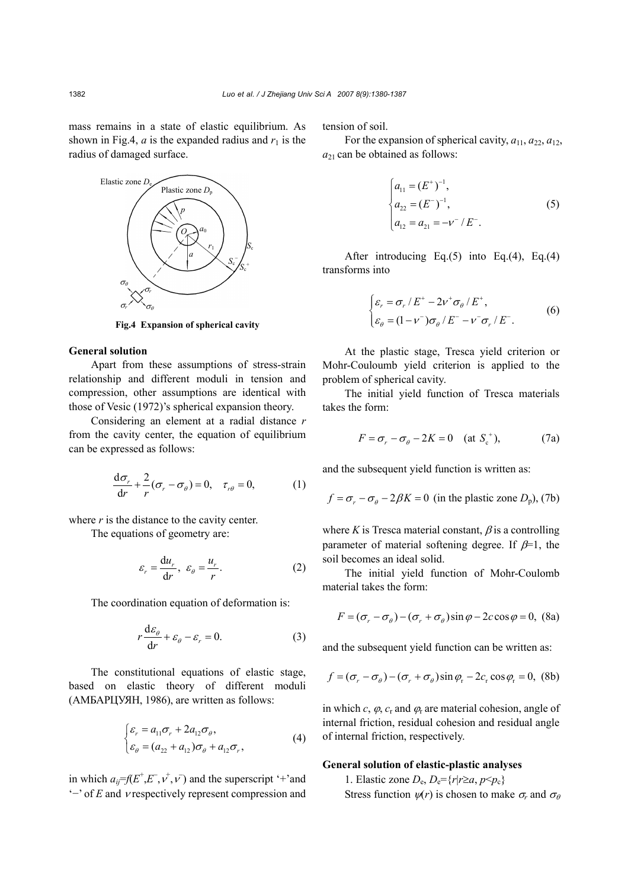mass remains in a state of elastic equilibrium. As shown in Fig.4, $a$ is the expanded radius and $r_1$ is the radius of damaged surface.

Fig.4 Expansion of spherical cavity

**General solution**

Apart from these assumptions of stress-strain relationship and different moduli in tension and compression, other assumptions are identical with those of Vesic (1972)'s spherical expansion theory.

Considering an element at a radial distance $r$ from the cavity center, the equation of equilibrium can be expressed as follows:

$$\frac{\mathrm{d}\sigma_r}{\mathrm{d}r}+\frac{2}{r}(\sigma_r-\sigma_\theta)=0,\quad \tau_{r\theta}=0, \tag{1}$$

where $r$ is the distance to the cavity center.

The equations of geometry are:

$$\varepsilon_r=\frac{\mathrm{d}u_r}{\mathrm{d}r},\ \ \varepsilon_\theta=\frac{u_r}{r}. \tag{2}$$

The coordination equation of deformation is:

$$r\frac{\mathrm{d}\varepsilon_\theta}{\mathrm{d}r}+\varepsilon_\theta-\varepsilon_r=0. \tag{3}$$

The constitutional equations of elastic stage, based on elastic theory of different moduli (АМБАРЦУЯН, 1986), are written as follows:

$$\begin{cases}\varepsilon_r=a_{11}\sigma_r+2a_{12}\sigma_\theta,\\ \varepsilon_\theta=(a_{22}+a_{12})\sigma_\theta+a_{12}\sigma_r,\end{cases} \tag{4}$$

in which $a_{ij}=f(E^+,E^-,\nu^+,\nu^-)$ and the superscript '+' and '−' of $E$ and $\nu$ respectively represent compression and tension of soil.

For the expansion of spherical cavity, $a_{11}$, $a_{22}$, $a_{12}$, $a_{21}$ can be obtained as follows:

$$\begin{cases}a_{11}=(E^+)^{-1},\\ a_{22}=(E^-)^{-1},\\ a_{12}=a_{21}=-\nu^-/E^-.\end{cases} \tag{5}$$

After introducing Eq.(5) into Eq.(4), Eq.(4) transforms into

$$\begin{cases}\varepsilon_r=\sigma_r/E^+-2\nu^+\sigma_\theta/E^+,\\ \varepsilon_\theta=(1-\nu^-)\sigma_\theta/E^--\nu^-\sigma_r/E^-.\end{cases} \tag{6}$$

At the plastic stage, Tresca yield criterion or Mohr-Couloumb yield criterion is applied to the problem of spherical cavity.

The initial yield function of Tresca materials takes the form:

$$F=\sigma_r-\sigma_\theta-2K=0\quad (\text{at } S_\mathrm{c}^+), \tag{7a}$$

and the subsequent yield function is written as:

$$f=\sigma_r-\sigma_\theta-2\beta K=0\ \ (\text{in the plastic zone } D_\mathrm{p}), \tag{7b}$$

where $K$ is Tresca material constant, $\beta$ is a controlling parameter of material softening degree. If $\beta$=1, the soil becomes an ideal solid.

The initial yield function of Mohr-Coulomb material takes the form:

$$F=(\sigma_r-\sigma_\theta)-(\sigma_r+\sigma_\theta)\sin\varphi-2c\cos\varphi=0, \tag{8a}$$

and the subsequent yield function can be written as:

$$f=(\sigma_r-\sigma_\theta)-(\sigma_r+\sigma_\theta)\sin\varphi_\mathrm{r}-2c_\mathrm{r}\cos\varphi_\mathrm{r}=0, \tag{8b}$$

in which $c$, $\varphi$, $c_\mathrm{r}$ and $\varphi_\mathrm{r}$ are material cohesion, angle of internal friction, residual cohesion and residual angle of internal friction, respectively.

**General solution of elastic-plastic analyses**

1. Elastic zone $D_\mathrm{e}$, $D_\mathrm{e}=\{r|r\geq a, p<p_\mathrm{c}\}$

Stress function $\psi(r)$ is chosen to make $\sigma_r$ and $\sigma_\theta$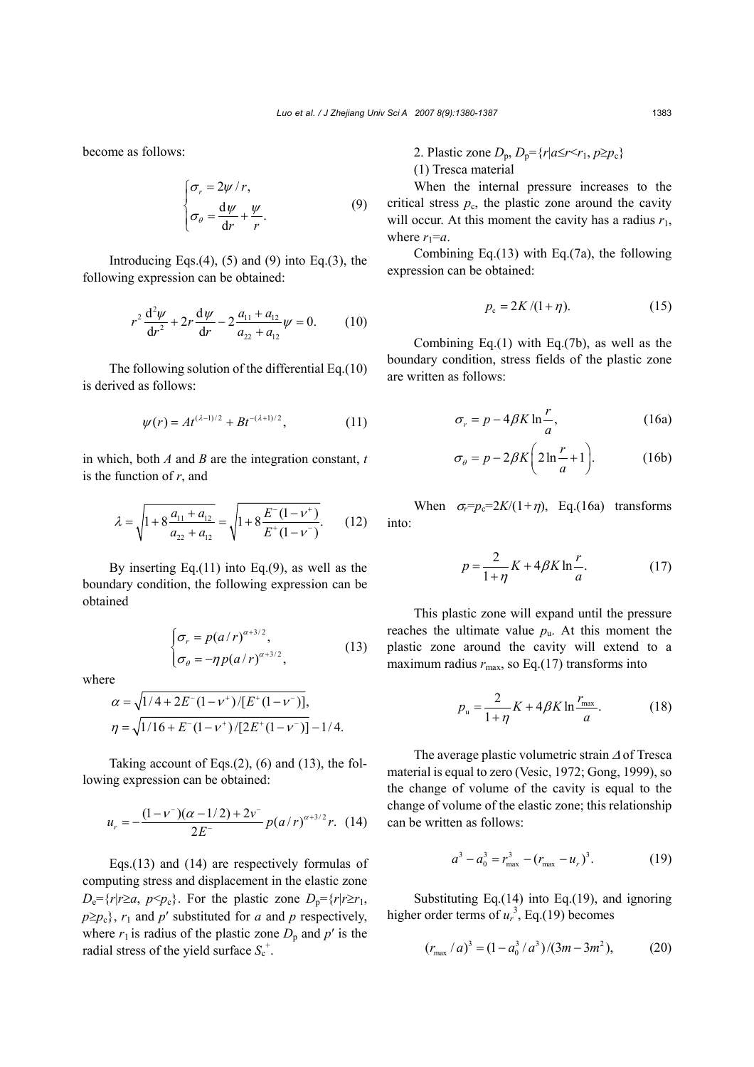become as follows:

$$\begin{cases} \sigma_r = 2\psi / r, \\ \sigma_\theta = \dfrac{\mathrm{d}\psi}{\mathrm{d}r} + \dfrac{\psi}{r}. \end{cases} \tag{9}$$

Introducing Eqs.(4), (5) and (9) into Eq.(3), the following expression can be obtained:

$$r^2 \frac{\mathrm{d}^2\psi}{\mathrm{d}r^2} + 2r\frac{\mathrm{d}\psi}{\mathrm{d}r} - 2\frac{a_{11}+a_{12}}{a_{22}+a_{12}}\psi = 0. \tag{10}$$

The following solution of the differential Eq.(10) is derived as follows:

$$\psi(r) = At^{(\lambda-1)/2} + Bt^{-(\lambda+1)/2}, \tag{11}$$

in which, both $A$ and $B$ are the integration constant, $t$ is the function of $r$, and

$$\lambda = \sqrt{1+8\frac{a_{11}+a_{12}}{a_{22}+a_{12}}} = \sqrt{1+8\frac{E^-(1-\nu^+)}{E^+(1-\nu^-)}}. \tag{12}$$

By inserting Eq.(11) into Eq.(9), as well as the boundary condition, the following expression can be obtained

$$\begin{cases} \sigma_r = p(a/r)^{\alpha+3/2}, \\ \sigma_\theta = -\eta p(a/r)^{\alpha+3/2}, \end{cases} \tag{13}$$

where

$$\alpha = \sqrt{1/4 + 2E^-(1-\nu^+)/[E^+(1-\nu^-)]},$$

$$\eta = \sqrt{1/16 + E^-(1-\nu^+)/[2E^+(1-\nu^-)]} - 1/4.$$

Taking account of Eqs.(2), (6) and (13), the following expression can be obtained:

$$u_r = -\frac{(1-\nu^-)(\alpha-1/2)+2\nu^-}{2E^-}p(a/r)^{\alpha+3/2}r. \tag{14}$$

Eqs.(13) and (14) are respectively formulas of computing stress and displacement in the elastic zone $D_e=\{r|r\geq a,\ p<p_c\}$. For the plastic zone $D_p=\{r|r\geq r_1,\ p\geq p_c\}$, $r_1$ and $p'$ substituted for $a$ and $p$ respectively, where $r_1$ is radius of the plastic zone $D_p$ and $p'$ is the radial stress of the yield surface $S_c^+$.

2. Plastic zone $D_p$, $D_p=\{r|a\leq r<r_1,\ p\geq p_c\}$

(1) Tresca material

When the internal pressure increases to the critical stress $p_c$, the plastic zone around the cavity will occur. At this moment the cavity has a radius $r_1$, where $r_1=a$.

Combining Eq.(13) with Eq.(7a), the following expression can be obtained:

$$p_c = 2K/(1+\eta). \tag{15}$$

Combining Eq.(1) with Eq.(7b), as well as the boundary condition, stress fields of the plastic zone are written as follows:

$$\sigma_r = p - 4\beta K\ln\frac{r}{a}, \tag{16a}$$

$$\sigma_\theta = p - 2\beta K\left(2\ln\frac{r}{a}+1\right). \tag{16b}$$

When $\sigma_r=p_c=2K/(1+\eta)$, Eq.(16a) transforms into:

$$p = \frac{2}{1+\eta}K + 4\beta K\ln\frac{r}{a}. \tag{17}$$

This plastic zone will expand until the pressure reaches the ultimate value $p_u$. At this moment the plastic zone around the cavity will extend to a maximum radius $r_{\max}$, so Eq.(17) transforms into

$$p_u = \frac{2}{1+\eta}K + 4\beta K\ln\frac{r_{\max}}{a}. \tag{18}$$

The average plastic volumetric strain $\Delta$ of Tresca material is equal to zero (Vesic, 1972; Gong, 1999), so the change of volume of the cavity is equal to the change of volume of the elastic zone; this relationship can be written as follows:

$$a^3 - a_0^3 = r_{\max}^3 - (r_{\max} - u_r)^3. \tag{19}$$

Substituting Eq.(14) into Eq.(19), and ignoring higher order terms of $u_r^3$, Eq.(19) becomes

$$(r_{\max}/a)^3 = (1 - a_0^3/a^3)/(3m - 3m^2), \tag{20}$$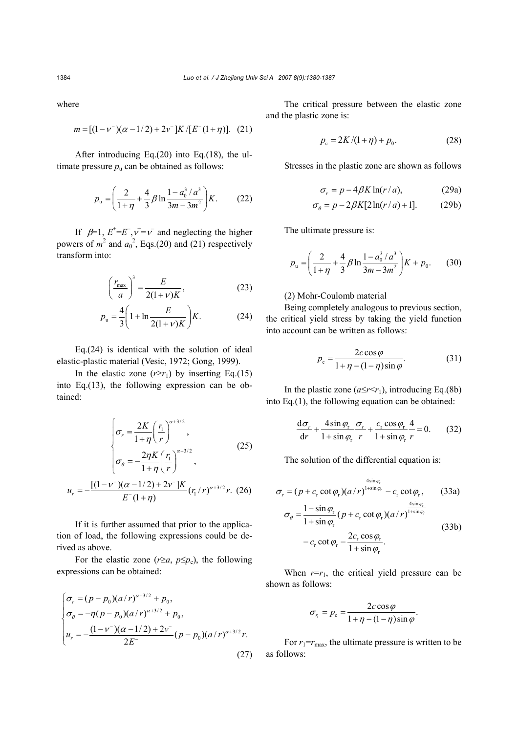where

$$m=[(1-\nu^{-})(\alpha-1/2)+2\nu^{-}]K/[E^{-}(1+\eta)]. \quad (21)$$

After introducing Eq.(20) into Eq.(18), the ultimate pressure $p_u$ can be obtained as follows:

$$p_{\mathrm{u}}=\left(\frac{2}{1+\eta}+\frac{4}{3}\beta\ln\frac{1-a_0^3/a^3}{3m-3m^2}\right)K. \quad (22)$$

If $\beta$=1, $E^{+}=E^{-}$, $\nu^{+}=\nu^{-}$ and neglecting the higher powers of $m^2$ and $a_0^2$, Eqs.(20) and (21) respectively transform into:

$$\left(\frac{r_{\max}}{a}\right)^3=\frac{E}{2(1+\nu)K}, \quad (23)$$

$$p_{\mathrm{u}}=\frac{4}{3}\left(1+\ln\frac{E}{2(1+\nu)K}\right)K. \quad (24)$$

Eq.(24) is identical with the solution of ideal elastic-plastic material (Vesic, 1972; Gong, 1999).

In the elastic zone ($r\geq r_1$) by inserting Eq.(15) into Eq.(13), the following expression can be obtained:

$$\begin{cases}\sigma_r=\dfrac{2K}{1+\eta}\left(\dfrac{r_1}{r}\right)^{\alpha+3/2}, \\ \sigma_\theta=-\dfrac{2\eta K}{1+\eta}\left(\dfrac{r_1}{r}\right)^{\alpha+3/2},\end{cases} \quad (25)$$

$$u_r=-\frac{[(1-\nu^{-})(\alpha-1/2)+2\nu^{-}]K}{E^{-}(1+\eta)}(r_1/r)^{\alpha+3/2}r. \quad (26)$$

If it is further assumed that prior to the application of load, the following expressions could be derived as above.

For the elastic zone ($r\geq a$, $p\leq p_c$), the following expressions can be obtained:

$$\begin{cases}\sigma_r=(p-p_0)(a/r)^{\alpha+3/2}+p_0, \\ \sigma_\theta=-\eta(p-p_0)(a/r)^{\alpha+3/2}+p_0, \\ u_r=-\dfrac{(1-\nu^{-})(\alpha-1/2)+2\nu^{-}}{2E^{-}}(p-p_0)(a/r)^{\alpha+3/2}r.\end{cases} \quad (27)$$

The critical pressure between the elastic zone and the plastic zone is:

$$p_{\mathrm{c}}=2K/(1+\eta)+p_0. \quad (28)$$

Stresses in the plastic zone are shown as follows

$$\sigma_r=p-4\beta K\ln(r/a), \quad (29a)$$

$$\sigma_\theta=p-2\beta K[2\ln(r/a)+1]. \quad (29b)$$

The ultimate pressure is:

$$p_{\mathrm{u}}=\left(\frac{2}{1+\eta}+\frac{4}{3}\beta\ln\frac{1-a_0^3/a^3}{3m-3m^2}\right)K+p_0. \quad (30)$$

(2) Mohr-Coulomb material

Being completely analogous to previous section, the critical yield stress by taking the yield function into account can be written as follows:

$$p_{\mathrm{c}}=\frac{2c\cos\varphi}{1+\eta-(1-\eta)\sin\varphi}. \quad (31)$$

In the plastic zone ($a\leq r<r_1$), introducing Eq.(8b) into Eq.(1), the following equation can be obtained:

$$\frac{\mathrm{d}\sigma_r}{\mathrm{d}r}+\frac{4\sin\varphi_{\mathrm{r}}}{1+\sin\varphi_{\mathrm{r}}}\frac{\sigma_r}{r}+\frac{c_{\mathrm{r}}\cos\varphi_{\mathrm{r}}}{1+\sin\varphi_{\mathrm{r}}}\frac{4}{r}=0. \quad (32)$$

The solution of the differential equation is:

$$\sigma_r=(p+c_{\mathrm{r}}\cot\varphi_{\mathrm{r}})(a/r)^{\frac{4\sin\varphi_{\mathrm{r}}}{1+\sin\varphi_{\mathrm{r}}}}-c_{\mathrm{r}}\cot\varphi_{\mathrm{r}}, \quad (33a)$$

$$\sigma_\theta=\frac{1-\sin\varphi_{\mathrm{r}}}{1+\sin\varphi_{\mathrm{r}}}(p+c_{\mathrm{r}}\cot\varphi_{\mathrm{r}})(a/r)^{\frac{4\sin\varphi_{\mathrm{r}}}{1+\sin\varphi_{\mathrm{r}}}}-c_{\mathrm{r}}\cot\varphi_{\mathrm{r}}-\frac{2c_{\mathrm{r}}\cos\varphi_{\mathrm{r}}}{1+\sin\varphi_{\mathrm{r}}}. \quad (33b)$$

When $r$=$r_1$, the critical yield pressure can be shown as follows:

$$\sigma_{r_1}=p_{\mathrm{c}}=\frac{2c\cos\varphi}{1+\eta-(1-\eta)\sin\varphi}.$$

For $r_1$=$r_{\max}$, the ultimate pressure is written to be as follows: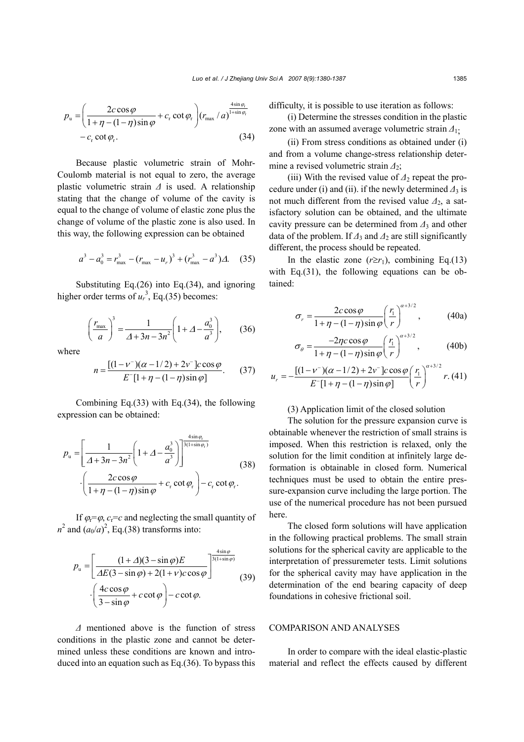$$p_{\mathrm{u}}=\left(\frac{2c\cos\varphi}{1+\eta-(1-\eta)\sin\varphi}+c_{\mathrm{r}}\cot\varphi_{\mathrm{r}}\right)(r_{\max}/a)^{\frac{4\sin\varphi_{\mathrm{r}}}{1+\sin\varphi_{\mathrm{r}}}}-c_{\mathrm{r}}\cot\varphi_{\mathrm{r}}. \tag{34}$$

Because plastic volumetric strain of Mohr-Coulomb material is not equal to zero, the average plastic volumetric strain $\Delta$ is used. A relationship stating that the change of volume of the cavity is equal to the change of volume of elastic zone plus the change of volume of the plastic zone is also used. In this way, the following expression can be obtained

$$a^3-a_0^3=r_{\max}^3-(r_{\max}-u_r)^3+(r_{\max}^3-a^3)\Delta. \tag{35}$$

Substituting Eq.(26) into Eq.(34), and ignoring higher order terms of $u_r^3$, Eq.(35) becomes:

$$\left(\frac{r_{\max}}{a}\right)^3=\frac{1}{\Delta+3n-3n^2}\left(1+\Delta-\frac{a_0^3}{a^3}\right), \tag{36}$$

where

$$n=\frac{[(1-\nu^-)(\alpha-1/2)+2\nu^-]c\cos\varphi}{E^-[1+\eta-(1-\eta)\sin\varphi]}. \tag{37}$$

Combining Eq.(33) with Eq.(34), the following expression can be obtained:

$$p_{\mathrm{u}}=\left[\frac{1}{\Delta+3n-3n^2}\left(1+\Delta-\frac{a_0^3}{a^3}\right)\right]^{\frac{4\sin\varphi_{\mathrm{r}}}{3(1+\sin\varphi_{\mathrm{r}})}}\cdot\left(\frac{2c\cos\varphi}{1+\eta-(1-\eta)\sin\varphi}+c_{\mathrm{r}}\cot\varphi_{\mathrm{r}}\right)-c_{\mathrm{r}}\cot\varphi_{\mathrm{r}}. \tag{38}$$

If $\varphi_{\mathrm{r}}=\varphi$, $c_{\mathrm{r}}=c$ and neglecting the small quantity of $n^2$ and $(a_0/a)^2$, Eq.(38) transforms into:

$$p_{\mathrm{u}}=\left[\frac{(1+\Delta)(3-\sin\varphi)E}{\Delta E(3-\sin\varphi)+2(1+\nu)c\cos\varphi}\right]^{\frac{4\sin\varphi}{3(1+\sin\varphi)}}\cdot\left(\frac{4c\cos\varphi}{3-\sin\varphi}+c\cot\varphi\right)-c\cot\varphi. \tag{39}$$

$\Delta$ mentioned above is the function of stress conditions in the plastic zone and cannot be determined unless these conditions are known and introduced into an equation such as Eq.(36). To bypass this difficulty, it is possible to use iteration as follows:

(i) Determine the stresses condition in the plastic zone with an assumed average volumetric strain $\Delta_1$;

(ii) From stress conditions as obtained under (i) and from a volume change-stress relationship determine a revised volumetric strain $\Delta_2$;

(iii) With the revised value of $\Delta_2$ repeat the procedure under (i) and (ii). if the newly determined $\Delta_3$ is not much different from the revised value $\Delta_2$, a satisfactory solution can be obtained, and the ultimate cavity pressure can be determined from $\Delta_3$ and other data of the problem. If $\Delta_3$ and $\Delta_2$ are still significantly different, the process should be repeated.

In the elastic zone ($r\geq r_1$), combining Eq.(13) with Eq.(31), the following equations can be obtained:

$$\sigma_r=\frac{2c\cos\varphi}{1+\eta-(1-\eta)\sin\varphi}\left(\frac{r_1}{r}\right)^{\alpha+3/2}, \tag{40a}$$

$$\sigma_\theta=\frac{-2\eta c\cos\varphi}{1+\eta-(1-\eta)\sin\varphi}\left(\frac{r_1}{r}\right)^{\alpha+3/2}, \tag{40b}$$

$$u_r=-\frac{[(1-\nu^-)(\alpha-1/2)+2\nu^-]c\cos\varphi}{E^-[1+\eta-(1-\eta)\sin\varphi]}\left(\frac{r_1}{r}\right)^{\alpha+3/2}r. \tag{41}$$

(3) Application limit of the closed solution

The solution for the pressure expansion curve is obtainable whenever the restriction of small strains is imposed. When this restriction is relaxed, only the solution for the limit condition at infinitely large deformation is obtainable in closed form. Numerical techniques must be used to obtain the entire pressure-expansion curve including the large portion. The use of the numerical procedure has not been pursued here.

The closed form solutions will have application in the following practical problems. The small strain solutions for the spherical cavity are applicable to the interpretation of pressuremeter tests. Limit solutions for the spherical cavity may have application in the determination of the end bearing capacity of deep foundations in cohesive frictional soil.

## COMPARISON AND ANALYSES

In order to compare with the ideal elastic-plastic material and reflect the effects caused by different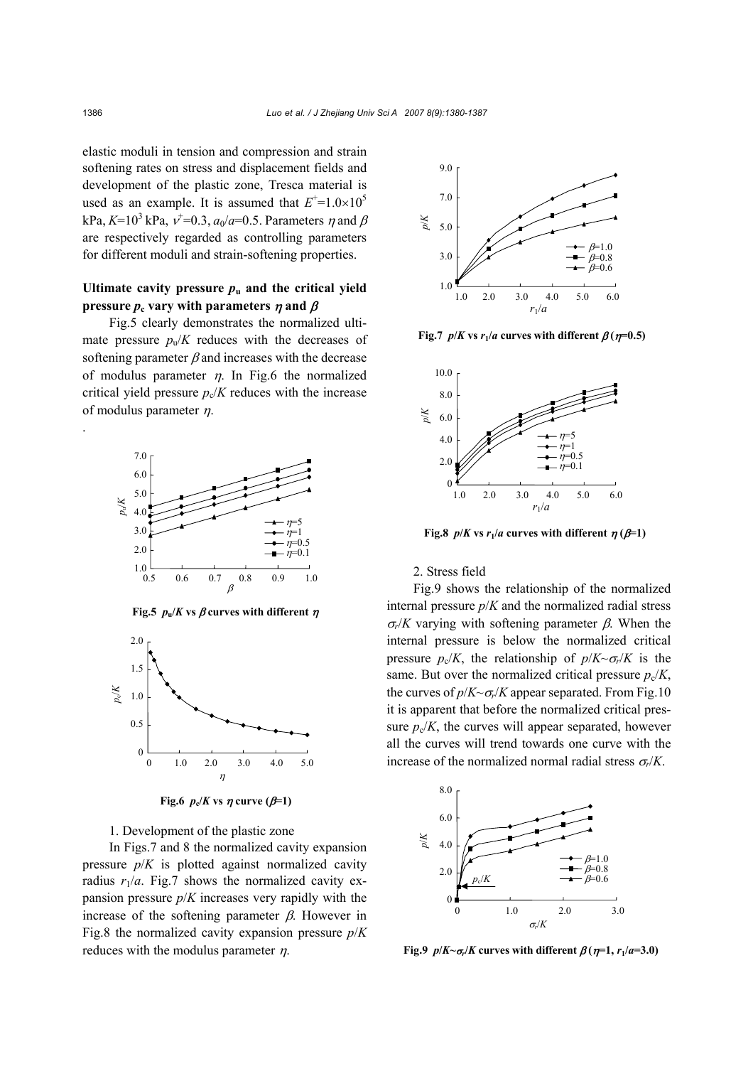elastic moduli in tension and compression and strain softening rates on stress and displacement fields and development of the plastic zone, Tresca material is used as an example. It is assumed that $E^+=1.0\times10^5$ kPa, $K=10^3$ kPa, $\nu^+=0.3$, $a_0/a=0.5$. Parameters $\eta$ and $\beta$ are respectively regarded as controlling parameters for different moduli and strain-softening properties.

### Ultimate cavity pressure $p_u$ and the critical yield pressure $p_c$ vary with parameters $\eta$ and $\beta$

Fig.5 clearly demonstrates the normalized ultimate pressure $p_u/K$ reduces with the decreases of softening parameter $\beta$ and increases with the decrease of modulus parameter $\eta$. In Fig.6 the normalized critical yield pressure $p_c/K$ reduces with the increase of modulus parameter $\eta$.

**Fig.5** $p_u/K$ **vs** $\beta$ **curves with different** $\eta$

**Fig.6** $p_c/K$ **vs** $\eta$ **curve (**$\beta$**=1)**

1. Development of the plastic zone

In Figs.7 and 8 the normalized cavity expansion pressure $p/K$ is plotted against normalized cavity radius $r_1/a$. Fig.7 shows the normalized cavity expansion pressure $p/K$ increases very rapidly with the increase of the softening parameter $\beta$. However in Fig.8 the normalized cavity expansion pressure $p/K$ reduces with the modulus parameter $\eta$.

**Fig.7** $p/K$ **vs** $r_1/a$ **curves with different** $\beta$ **(**$\eta$**=0.5)**

**Fig.8** $p/K$ **vs** $r_1/a$ **curves with different** $\eta$ **(**$\beta$**=1)**

2. Stress field

Fig.9 shows the relationship of the normalized internal pressure $p/K$ and the normalized radial stress $\sigma_r/K$ varying with softening parameter $\beta$. When the internal pressure is below the normalized critical pressure $p_c/K$, the relationship of $p/K\sim\sigma_r/K$ is the same. But over the normalized critical pressure $p_c/K$, the curves of $p/K\sim\sigma_r/K$ appear separated. From Fig.10 it is apparent that before the normalized critical pressure $p_c/K$, the curves will appear separated, however all the curves will trend towards one curve with the increase of the normalized normal radial stress $\sigma_r/K$.

**Fig.9** $p/K\sim\sigma_r/K$ **curves with different** $\beta$ **(**$\eta$**=1,** $r_1/a$**=3.0)**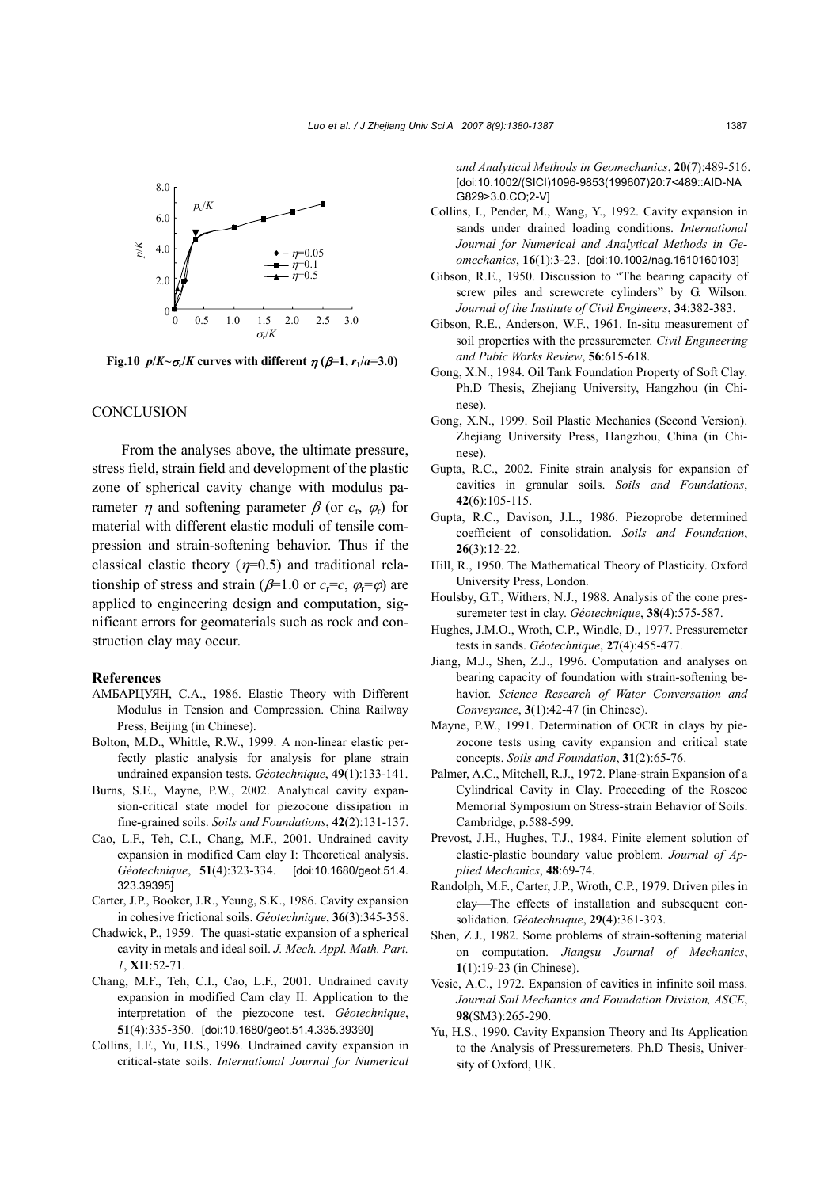8.0

$p_c/K$

6.0

$p/K$

4.0

2.0

0

0 0.5 1.0 1.5 2.0 2.5 3.0

$\sigma_r/K$

$\eta$=0.05

$\eta$=0.1

$\eta$=0.5

**Fig.10 $p/K$~$\sigma_r/K$ curves with different $\eta$ ($\beta$=1, $r_1/a$=3.0)**

## CONCLUSION

From the analyses above, the ultimate pressure, stress field, strain field and development of the plastic zone of spherical cavity change with modulus parameter $\eta$ and softening parameter $\beta$ (or $c_r$, $\varphi_r$) for material with different elastic moduli of tensile compression and strain-softening behavior. Thus if the classical elastic theory ($\eta$=0.5) and traditional relationship of stress and strain ($\beta$=1.0 or $c_r$=$c$, $\varphi_r$=$\varphi$) are applied to engineering design and computation, significant errors for geomaterials such as rock and construction clay may occur.

## References

АМБАРЦУЯН, С.А., 1986. Elastic Theory with Different Modulus in Tension and Compression. China Railway Press, Beijing (in Chinese).

Bolton, M.D., Whittle, R.W., 1999. A non-linear elastic perfectly plastic analysis for analysis for plane strain undrained expansion tests. *Géotechnique*, **49**(1):133-141.

Burns, S.E., Mayne, P.W., 2002. Analytical cavity expansion-critical state model for piezocone dissipation in fine-grained soils. *Soils and Foundations*, **42**(2):131-137.

Cao, L.F., Teh, C.I., Chang, M.F., 2001. Undrained cavity expansion in modified Cam clay I: Theoretical analysis. *Géotechnique*, **51**(4):323-334. [doi:10.1680/geot.51.4.323.39395]

Carter, J.P., Booker, J.R., Yeung, S.K., 1986. Cavity expansion in cohesive frictional soils. *Géotechnique*, **36**(3):345-358.

Chadwick, P., 1959. The quasi-static expansion of a spherical cavity in metals and ideal soil. *J. Mech. Appl. Math. Part. 1*, **XII**:52-71.

Chang, M.F., Teh, C.I., Cao, L.F., 2001. Undrained cavity expansion in modified Cam clay II: Application to the interpretation of the piezocone test. *Géotechnique*, **51**(4):335-350. [doi:10.1680/geot.51.4.335.39390]

Collins, I.F., Yu, H.S., 1996. Undrained cavity expansion in critical-state soils. *International Journal for Numerical and Analytical Methods in Geomechanics*, **20**(7):489-516. [doi:10.1002/(SICI)1096-9853(199607)20:7<489::AID-NAG829>3.0.CO;2-V]

Collins, I., Pender, M., Wang, Y., 1992. Cavity expansion in sands under drained loading conditions. *International Journal for Numerical and Analytical Methods in Geomechanics*, **16**(1):3-23. [doi:10.1002/nag.1610160103]

Gibson, R.E., 1950. Discussion to "The bearing capacity of screw piles and screwcrete cylinders" by G. Wilson. *Journal of the Institute of Civil Engineers*, **34**:382-383.

Gibson, R.E., Anderson, W.F., 1961. In-situ measurement of soil properties with the pressuremeter. *Civil Engineering and Pubic Works Review*, **56**:615-618.

Gong, X.N., 1984. Oil Tank Foundation Property of Soft Clay. Ph.D Thesis, Zhejiang University, Hangzhou (in Chinese).

Gong, X.N., 1999. Soil Plastic Mechanics (Second Version). Zhejiang University Press, Hangzhou, China (in Chinese).

Gupta, R.C., 2002. Finite strain analysis for expansion of cavities in granular soils. *Soils and Foundations*, **42**(6):105-115.

Gupta, R.C., Davison, J.L., 1986. Piezoprobe determined coefficient of consolidation. *Soils and Foundation*, **26**(3):12-22.

Hill, R., 1950. The Mathematical Theory of Plasticity. Oxford University Press, London.

Houlsby, G.T., Withers, N.J., 1988. Analysis of the cone pressuremeter test in clay. *Géotechnique*, **38**(4):575-587.

Hughes, J.M.O., Wroth, C.P., Windle, D., 1977. Pressuremeter tests in sands. *Géotechnique*, **27**(4):455-477.

Jiang, M.J., Shen, Z.J., 1996. Computation and analyses on bearing capacity of foundation with strain-softening behavior. *Science Research of Water Conversation and Conveyance*, **3**(1):42-47 (in Chinese).

Mayne, P.W., 1991. Determination of OCR in clays by piezocone tests using cavity expansion and critical state concepts. *Soils and Foundation*, **31**(2):65-76.

Palmer, A.C., Mitchell, R.J., 1972. Plane-strain Expansion of a Cylindrical Cavity in Clay. Proceeding of the Roscoe Memorial Symposium on Stress-strain Behavior of Soils. Cambridge, p.588-599.

Prevost, J.H., Hughes, T.J., 1984. Finite element solution of elastic-plastic boundary value problem. *Journal of Applied Mechanics*, **48**:69-74.

Randolph, M.F., Carter, J.P., Wroth, C.P., 1979. Driven piles in clay—The effects of installation and subsequent consolidation. *Géotechnique*, **29**(4):361-393.

Shen, Z.J., 1982. Some problems of strain-softening material on computation. *Jiangsu Journal of Mechanics*, **1**(1):19-23 (in Chinese).

Vesic, A.C., 1972. Expansion of cavities in infinite soil mass. *Journal Soil Mechanics and Foundation Division, ASCE*, **98**(SM3):265-290.

Yu, H.S., 1990. Cavity Expansion Theory and Its Application to the Analysis of Pressuremeters. Ph.D Thesis, University of Oxford, UK.